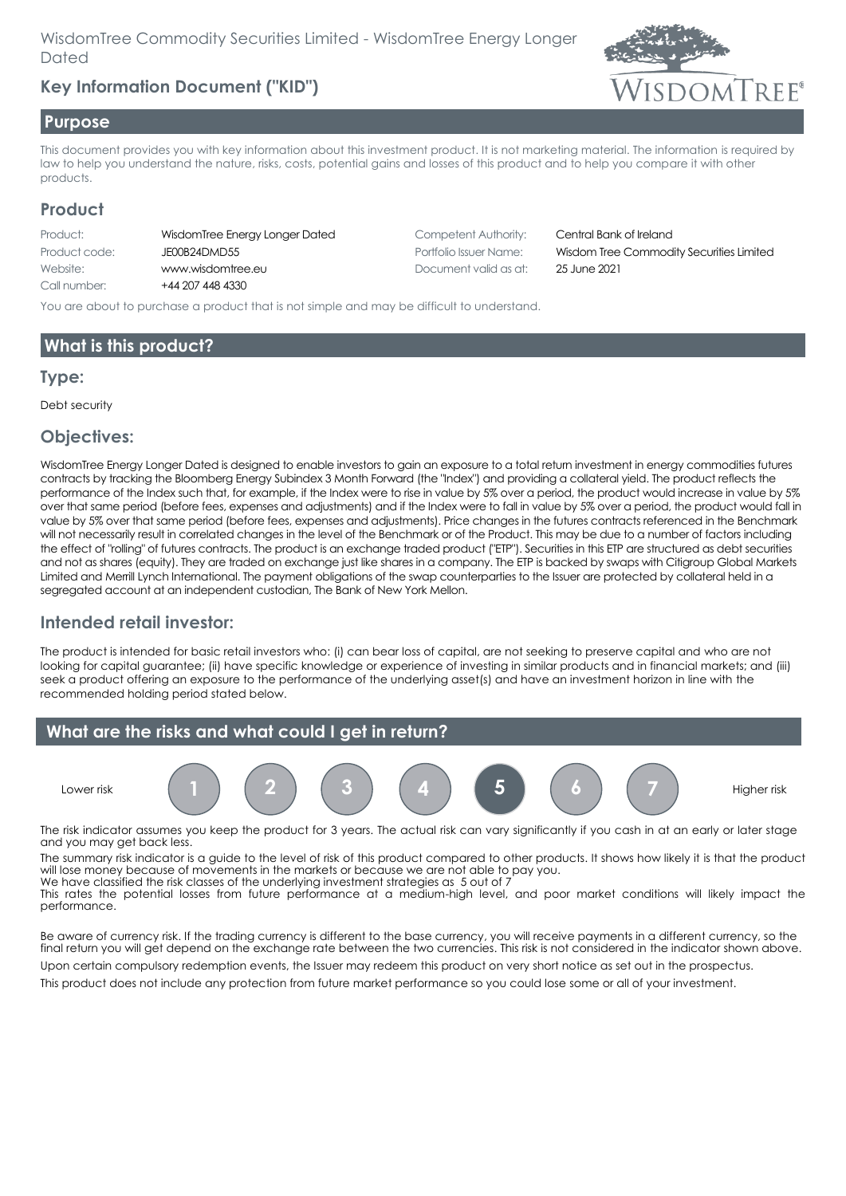WisdomTree Commodity Securities Limited - WisdomTree Energy Longer Dated

# Key Information Document ("KID")

## Purpose

This document provides you with key information about this investment product. It is not marketing material. The information is required by law to help you understand the nature, risks, costs, potential gains and losses of this product and to help you compare it with other products.

## Product

| | | | |
|---|---|---|---|
| Product: | WisdomTree Energy Longer Dated | Competent Authority: | Central Bank of Ireland |
| Product code: | JE00B24DMD55 | Portfolio Issuer Name: | Wisdom Tree Commodity Securities Limited |
| Website: | www.wisdomtree.eu | Document valid as at: | 25 June 2021 |
| Call number: | +44 207 448 4330 | | |

You are about to purchase a product that is not simple and may be difficult to understand.

## What is this product?

### Type:

Debt security

### Objectives:

WisdomTree Energy Longer Dated is designed to enable investors to gain an exposure to a total return investment in energy commodities futures contracts by tracking the Bloomberg Energy Subindex 3 Month Forward (the "Index") and providing a collateral yield. The product reflects the performance of the Index such that, for example, if the Index were to rise in value by 5% over a period, the product would increase in value by 5% over that same period (before fees, expenses and adjustments) and if the Index were to fall in value by 5% over a period, the product would fall in value by 5% over that same period (before fees, expenses and adjustments). Price changes in the futures contracts referenced in the Benchmark will not necessarily result in correlated changes in the level of the Benchmark or of the Product. This may be due to a number of factors including the effect of "rolling" of futures contracts. The product is an exchange traded product ("ETP"). Securities in this ETP are structured as debt securities and not as shares (equity). They are traded on exchange just like shares in a company. The ETP is backed by swaps with Citigroup Global Markets Limited and Merrill Lynch International. The payment obligations of the swap counterparties to the Issuer are protected by collateral held in a segregated account at an independent custodian, The Bank of New York Mellon.

### Intended retail investor:

The product is intended for basic retail investors who: (i) can bear loss of capital, are not seeking to preserve capital and who are not looking for capital guarantee; (ii) have specific knowledge or experience of investing in similar products and in financial markets; and (iii) seek a product offering an exposure to the performance of the underlying asset(s) and have an investment horizon in line with the recommended holding period stated below.

## What are the risks and what could I get in return?

Lower risk 1 2 3 4 **5** 6 7 Higher risk

The risk indicator assumes you keep the product for 3 years. The actual risk can vary significantly if you cash in at an early or later stage and you may get back less.

The summary risk indicator is a guide to the level of risk of this product compared to other products. It shows how likely it is that the product will lose money because of movements in the markets or because we are not able to pay you.
We have classified the risk classes of the underlying investment strategies as 5 out of 7
This rates the potential losses from future performance at a medium-high level, and poor market conditions will likely impact the performance.

Be aware of currency risk. If the trading currency is different to the base currency, you will receive payments in a different currency, so the final return you will get depend on the exchange rate between the two currencies. This risk is not considered in the indicator shown above.

Upon certain compulsory redemption events, the Issuer may redeem this product on very short notice as set out in the prospectus.

This product does not include any protection from future market performance so you could lose some or all of your investment.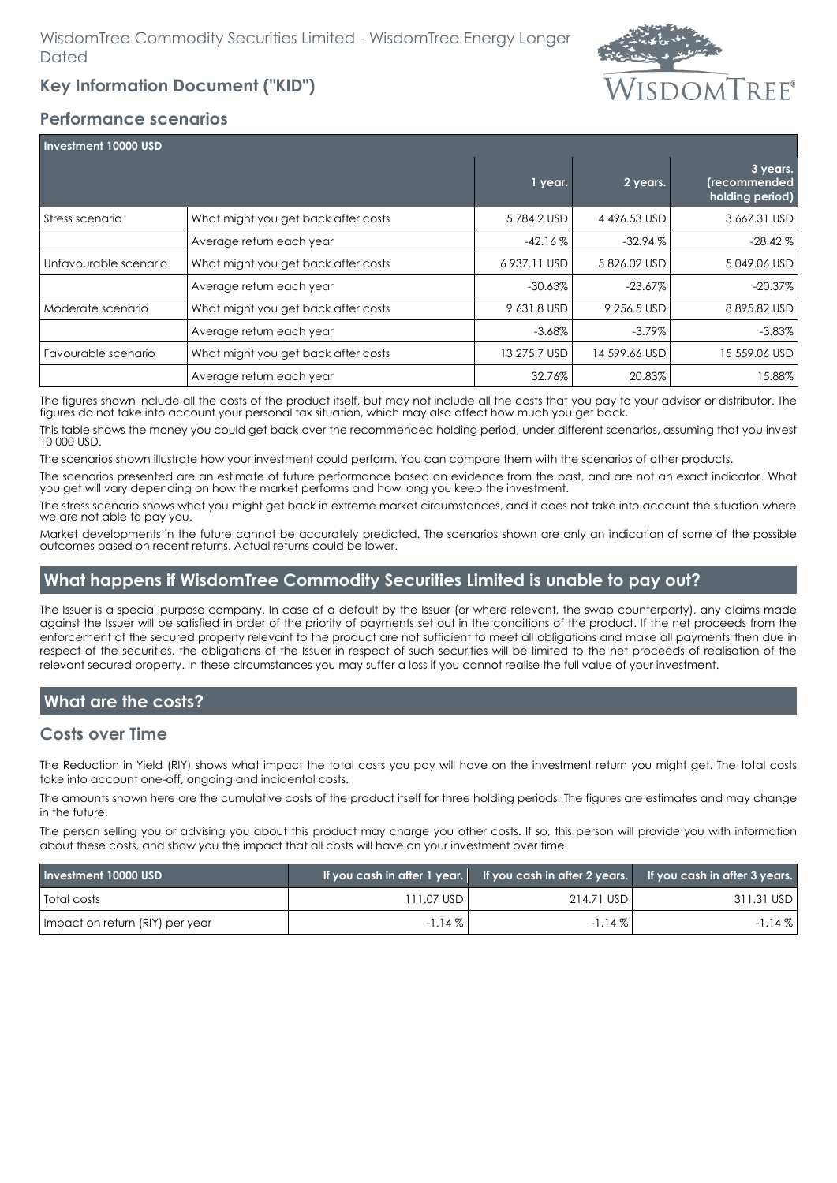## Performance scenarios

| Investment 10000 USD | | 1 year. | 2 years. | 3 years. (recommended holding period) |
|---|---|---|---|---|
| Stress scenario | What might you get back after costs | 5 784.2 USD | 4 496.53 USD | 3 667.31 USD |
| | Average return each year | -42.16 % | -32.94 % | -28.42 % |
| Unfavourable scenario | What might you get back after costs | 6 937.11 USD | 5 826.02 USD | 5 049.06 USD |
| | Average return each year | -30.63% | -23.67% | -20.37% |
| Moderate scenario | What might you get back after costs | 9 631.8 USD | 9 256.5 USD | 8 895.82 USD |
| | Average return each year | -3.68% | -3.79% | -3.83% |
| Favourable scenario | What might you get back after costs | 13 275.7 USD | 14 599.66 USD | 15 559.06 USD |
| | Average return each year | 32.76% | 20.83% | 15.88% |

The figures shown include all the costs of the product itself, but may not include all the costs that you pay to your advisor or distributor. The figures do not take into account your personal tax situation, which may also affect how much you get back.

This table shows the money you could get back over the recommended holding period, under different scenarios, assuming that you invest 10 000 USD.

The scenarios shown illustrate how your investment could perform. You can compare them with the scenarios of other products.

The scenarios presented are an estimate of future performance based on evidence from the past, and are not an exact indicator. What you get will vary depending on how the market performs and how long you keep the investment.

The stress scenario shows what you might get back in extreme market circumstances, and it does not take into account the situation where we are not able to pay you.

Market developments in the future cannot be accurately predicted. The scenarios shown are only an indication of some of the possible outcomes based on recent returns. Actual returns could be lower.

## What happens if WisdomTree Commodity Securities Limited is unable to pay out?

The Issuer is a special purpose company. In case of a default by the Issuer (or where relevant, the swap counterparty), any claims made against the Issuer will be satisfied in order of the priority of payments set out in the conditions of the product. If the net proceeds from the enforcement of the secured property relevant to the product are not sufficient to meet all obligations and make all payments then due in respect of the securities, the obligations of the Issuer in respect of such securities will be limited to the net proceeds of realisation of the relevant secured property. In these circumstances you may suffer a loss if you cannot realise the full value of your investment.

## What are the costs?

### Costs over Time

The Reduction in Yield (RIY) shows what impact the total costs you pay will have on the investment return you might get. The total costs take into account one-off, ongoing and incidental costs.

The amounts shown here are the cumulative costs of the product itself for three holding periods. The figures are estimates and may change in the future.

The person selling you or advising you about this product may charge you other costs. If so, this person will provide you with information about these costs, and show you the impact that all costs will have on your investment over time.

| Investment 10000 USD | If you cash in after 1 year. | If you cash in after 2 years. | If you cash in after 3 years. |
|---|---|---|---|
| Total costs | 111.07 USD | 214.71 USD | 311.31 USD |
| Impact on return (RIY) per year | -1.14 % | -1.14 % | -1.14 % |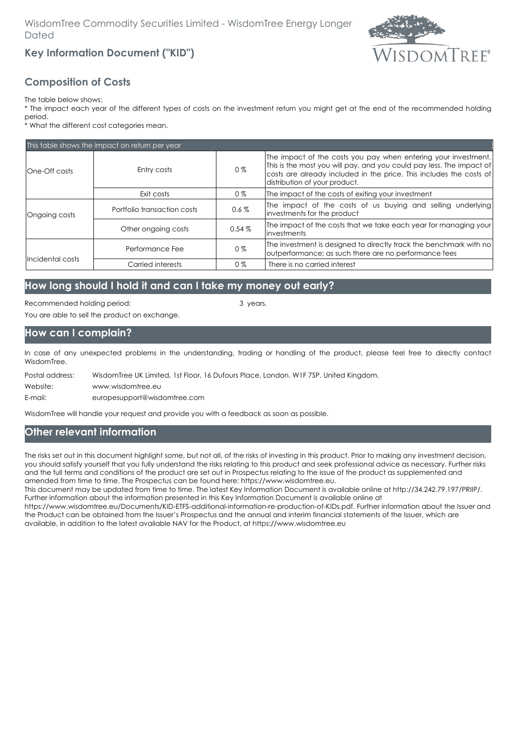# WisdomTree Commodity Securities Limited - WisdomTree Energy Longer Dated

## Key Information Document ("KID")

## Composition of Costs

The table below shows:
* The impact each year of the different types of costs on the investment return you might get at the end of the recommended holding period.
* What the different cost categories mean.

| This table shows the impact on return per year | | | |
|---|---|---|---|
| One-Off costs | Entry costs | 0 % | The impact of the costs you pay when entering your investment. This is the most you will pay, and you could pay less. The impact of costs are already included in the price. This includes the costs of distribution of your product. |
| | Exit costs | 0 % | The impact of the costs of exiting your investment |
| Ongoing costs | Portfolio transaction costs | 0.6 % | The impact of the costs of us buying and selling underlying investments for the product |
| | Other ongoing costs | 0.54 % | The impact of the costs that we take each year for managing your investments |
| Incidental costs | Performance Fee | 0 % | The investment is designed to directly track the benchmark with no outperformance; as such there are no performance fees |
| | Carried interests | 0 % | There is no carried interest |

## How long should I hold it and can I take my money out early?

Recommended holding period: 3 years.

You are able to sell the product on exchange.

## How can I complain?

In case of any unexpected problems in the understanding, trading or handling of the product, please feel free to directly contact WisdomTree.

Postal address: WisdomTree UK Limited, 1st Floor, 16 Dufours Place, London. W1F 7SP. United Kingdom.

Website: www.wisdomtree.eu

E-mail: europesupport@wisdomtree.com

WisdomTree will handle your request and provide you with a feedback as soon as possible.

## Other relevant information

The risks set out in this document highlight some, but not all, of the risks of investing in this product. Prior to making any investment decision, you should satisfy yourself that you fully understand the risks relating to this product and seek professional advice as necessary. Further risks and the full terms and conditions of the product are set out in Prospectus relating to the issue of the product as supplemented and amended from time to time. The Prospectus can be found here: https://www.wisdomtree.eu.
This document may be updated from time to time. The latest Key Information Document is available online at http://34.242.79.197/PRIIP/. Further information about the information presented in this Key Information Document is available online at https://www.wisdomtree.eu/Documents/KID-ETFS-additional-information-re-production-of-KIDs.pdf. Further information about the Issuer and the Product can be obtained from the Issuer's Prospectus and the annual and interim financial statements of the Issuer, which are available, in addition to the latest available NAV for the Product, at https://www.wisdomtree.eu